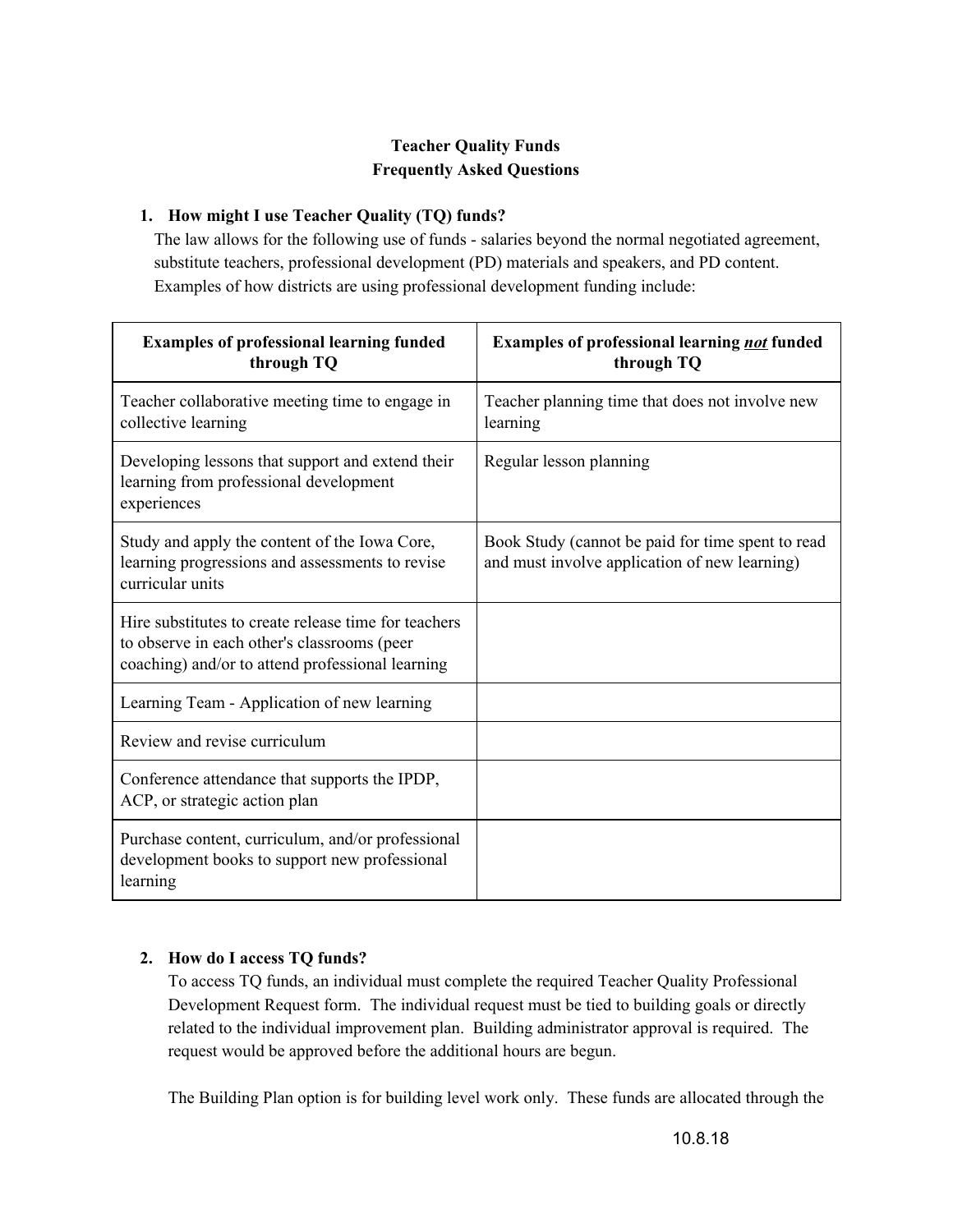**Teacher Quality Funds**
**Frequently Asked Questions**

1. **How might I use Teacher Quality (TQ) funds?**
   The law allows for the following use of funds - salaries beyond the normal negotiated agreement, substitute teachers, professional development (PD) materials and speakers, and PD content. Examples of how districts are using professional development funding include:

| Examples of professional learning funded through TQ | Examples of professional learning ***not*** funded through TQ |
|---|---|
| Teacher collaborative meeting time to engage in collective learning | Teacher planning time that does not involve new learning |
| Developing lessons that support and extend their learning from professional development experiences | Regular lesson planning |
| Study and apply the content of the Iowa Core, learning progressions and assessments to revise curricular units | Book Study (cannot be paid for time spent to read and must involve application of new learning) |
| Hire substitutes to create release time for teachers to observe in each other's classrooms (peer coaching) and/or to attend professional learning | |
| Learning Team - Application of new learning | |
| Review and revise curriculum | |
| Conference attendance that supports the IPDP, ACP, or strategic action plan | |
| Purchase content, curriculum, and/or professional development books to support new professional learning | |

2. **How do I access TQ funds?**
   To access TQ funds, an individual must complete the required Teacher Quality Professional Development Request form. The individual request must be tied to building goals or directly related to the individual improvement plan. Building administrator approval is required. The request would be approved before the additional hours are begun.

   The Building Plan option is for building level work only. These funds are allocated through the

10.8.18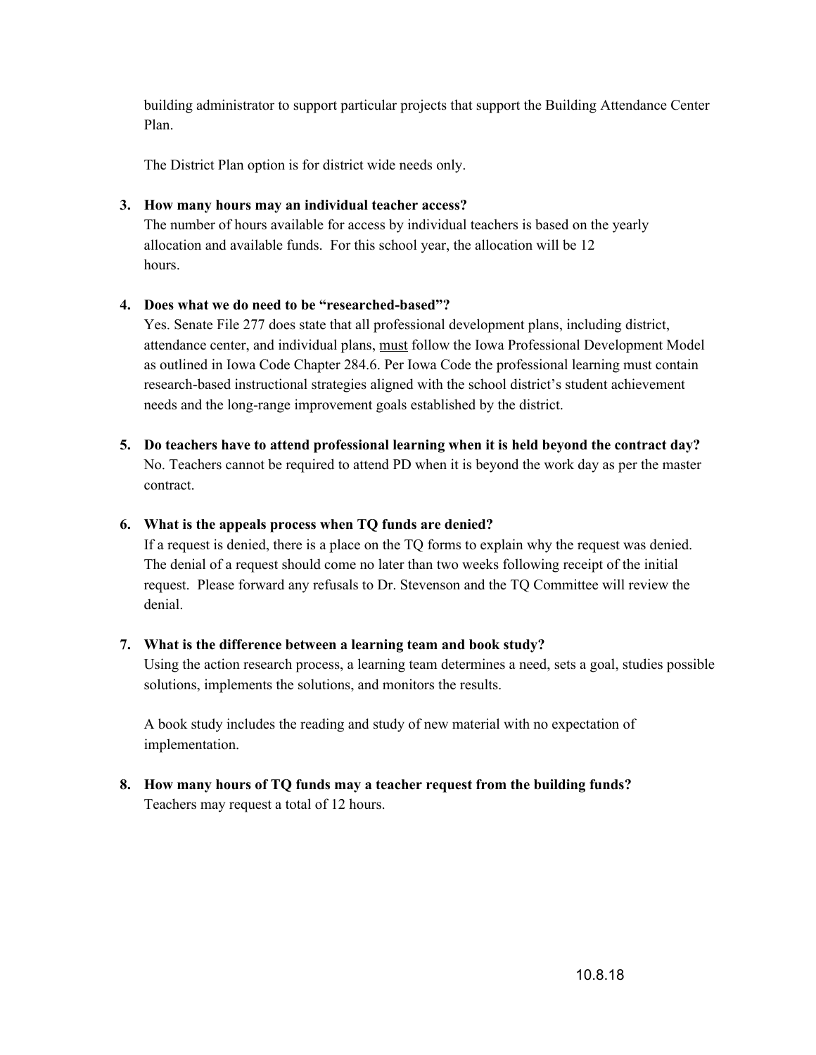building administrator to support particular projects that support the Building Attendance Center Plan.

The District Plan option is for district wide needs only.

3. **How many hours may an individual teacher access?**
   The number of hours available for access by individual teachers is based on the yearly allocation and available funds. For this school year, the allocation will be 12 hours.

4. **Does what we do need to be "researched-based"?**
   Yes. Senate File 277 does state that all professional development plans, including district, attendance center, and individual plans, <u>must</u> follow the Iowa Professional Development Model as outlined in Iowa Code Chapter 284.6. Per Iowa Code the professional learning must contain research-based instructional strategies aligned with the school district's student achievement needs and the long-range improvement goals established by the district.

5. **Do teachers have to attend professional learning when it is held beyond the contract day?**
   No. Teachers cannot be required to attend PD when it is beyond the work day as per the master contract.

6. **What is the appeals process when TQ funds are denied?**
   If a request is denied, there is a place on the TQ forms to explain why the request was denied. The denial of a request should come no later than two weeks following receipt of the initial request. Please forward any refusals to Dr. Stevenson and the TQ Committee will review the denial.

7. **What is the difference between a learning team and book study?**
   Using the action research process, a learning team determines a need, sets a goal, studies possible solutions, implements the solutions, and monitors the results.

   A book study includes the reading and study of new material with no expectation of implementation.

8. **How many hours of TQ funds may a teacher request from the building funds?**
   Teachers may request a total of 12 hours.

10.8.18